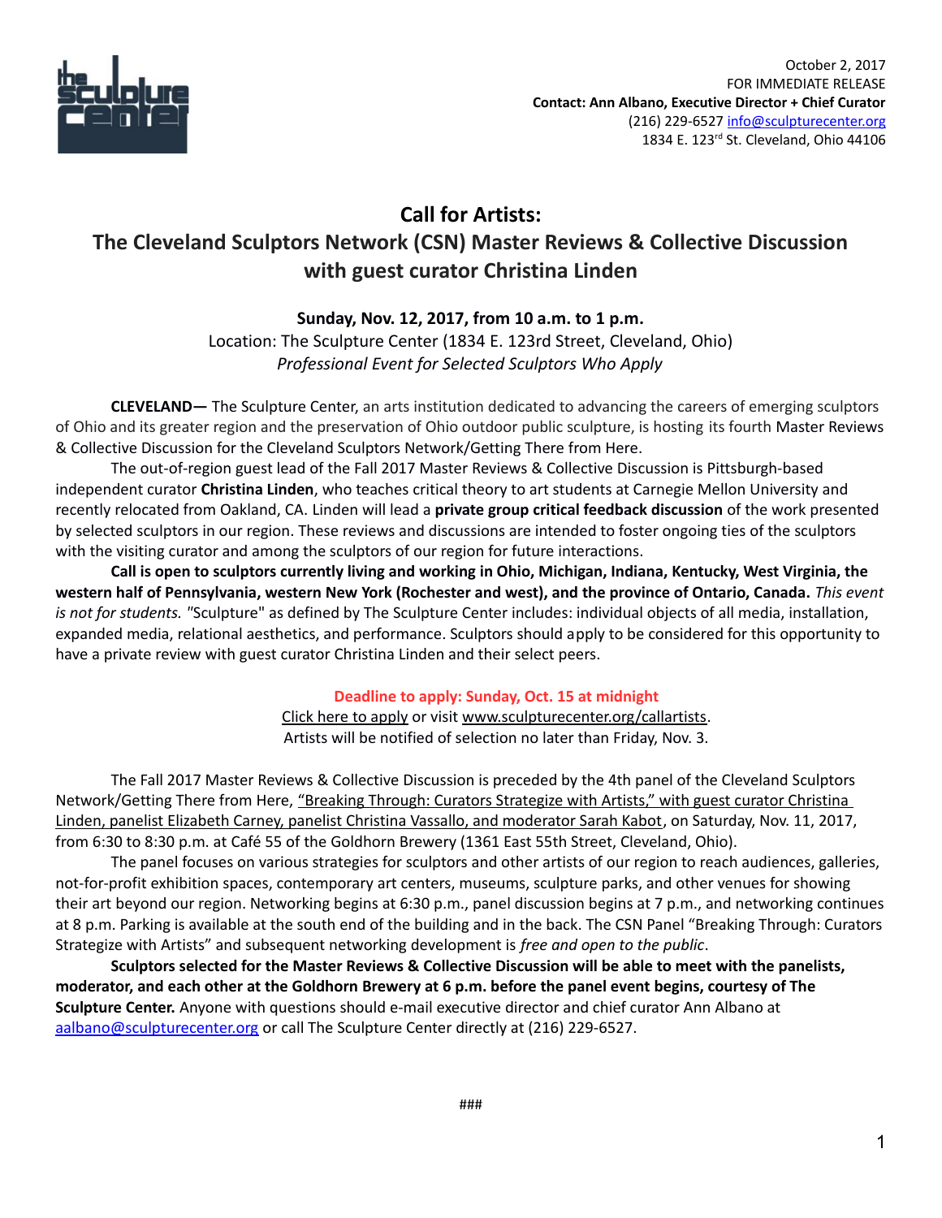October 2, 2017
FOR IMMEDIATE RELEASE
**Contact: Ann Albano, Executive Director + Chief Curator**
(216) 229-6527 info@sculpturecenter.org
1834 E. 123rd St. Cleveland, Ohio 44106

# Call for Artists:
# The Cleveland Sculptors Network (CSN) Master Reviews & Collective Discussion with guest curator Christina Linden

**Sunday, Nov. 12, 2017, from 10 a.m. to 1 p.m.**
Location: The Sculpture Center (1834 E. 123rd Street, Cleveland, Ohio)
*Professional Event for Selected Sculptors Who Apply*

**CLEVELAND—** The Sculpture Center, an arts institution dedicated to advancing the careers of emerging sculptors of Ohio and its greater region and the preservation of Ohio outdoor public sculpture, is hosting its fourth Master Reviews & Collective Discussion for the Cleveland Sculptors Network/Getting There from Here.

The out-of-region guest lead of the Fall 2017 Master Reviews & Collective Discussion is Pittsburgh-based independent curator **Christina Linden**, who teaches critical theory to art students at Carnegie Mellon University and recently relocated from Oakland, CA. Linden will lead a **private group critical feedback discussion** of the work presented by selected sculptors in our region. These reviews and discussions are intended to foster ongoing ties of the sculptors with the visiting curator and among the sculptors of our region for future interactions.

**Call is open to sculptors currently living and working in Ohio, Michigan, Indiana, Kentucky, West Virginia, the western half of Pennsylvania, western New York (Rochester and west), and the province of Ontario, Canada.** *This event is not for students.* "Sculpture" as defined by The Sculpture Center includes: individual objects of all media, installation, expanded media, relational aesthetics, and performance. Sculptors should apply to be considered for this opportunity to have a private review with guest curator Christina Linden and their select peers.

**Deadline to apply: Sunday, Oct. 15 at midnight**
Click here to apply or visit www.sculpturecenter.org/callartists.
Artists will be notified of selection no later than Friday, Nov. 3.

The Fall 2017 Master Reviews & Collective Discussion is preceded by the 4th panel of the Cleveland Sculptors Network/Getting There from Here, "Breaking Through: Curators Strategize with Artists," with guest curator Christina Linden, panelist Elizabeth Carney, panelist Christina Vassallo, and moderator Sarah Kabot, on Saturday, Nov. 11, 2017, from 6:30 to 8:30 p.m. at Café 55 of the Goldhorn Brewery (1361 East 55th Street, Cleveland, Ohio).

The panel focuses on various strategies for sculptors and other artists of our region to reach audiences, galleries, not-for-profit exhibition spaces, contemporary art centers, museums, sculpture parks, and other venues for showing their art beyond our region. Networking begins at 6:30 p.m., panel discussion begins at 7 p.m., and networking continues at 8 p.m. Parking is available at the south end of the building and in the back. The CSN Panel "Breaking Through: Curators Strategize with Artists" and subsequent networking development is *free and open to the public*.

**Sculptors selected for the Master Reviews & Collective Discussion will be able to meet with the panelists, moderator, and each other at the Goldhorn Brewery at 6 p.m. before the panel event begins, courtesy of The Sculpture Center.** Anyone with questions should e-mail executive director and chief curator Ann Albano at aalbano@sculpturecenter.org or call The Sculpture Center directly at (216) 229-6527.

###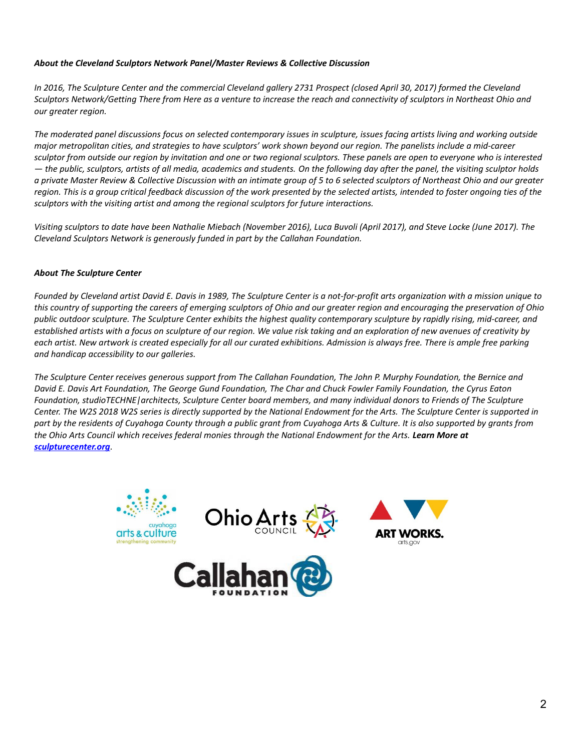***About the Cleveland Sculptors Network Panel/Master Reviews & Collective Discussion***

*In 2016, The Sculpture Center and the commercial Cleveland gallery 2731 Prospect (closed April 30, 2017) formed the Cleveland Sculptors Network/Getting There from Here as a venture to increase the reach and connectivity of sculptors in Northeast Ohio and our greater region.*

*The moderated panel discussions focus on selected contemporary issues in sculpture, issues facing artists living and working outside major metropolitan cities, and strategies to have sculptors' work shown beyond our region. The panelists include a mid-career sculptor from outside our region by invitation and one or two regional sculptors. These panels are open to everyone who is interested — the public, sculptors, artists of all media, academics and students. On the following day after the panel, the visiting sculptor holds a private Master Review & Collective Discussion with an intimate group of 5 to 6 selected sculptors of Northeast Ohio and our greater region. This is a group critical feedback discussion of the work presented by the selected artists, intended to foster ongoing ties of the sculptors with the visiting artist and among the regional sculptors for future interactions.*

*Visiting sculptors to date have been Nathalie Miebach (November 2016), Luca Buvoli (April 2017), and Steve Locke (June 2017). The Cleveland Sculptors Network is generously funded in part by the Callahan Foundation.*

***About The Sculpture Center***

*Founded by Cleveland artist David E. Davis in 1989, The Sculpture Center is a not-for-profit arts organization with a mission unique to this country of supporting the careers of emerging sculptors of Ohio and our greater region and encouraging the preservation of Ohio public outdoor sculpture. The Sculpture Center exhibits the highest quality contemporary sculpture by rapidly rising, mid-career, and established artists with a focus on sculpture of our region. We value risk taking and an exploration of new avenues of creativity by each artist. New artwork is created especially for all our curated exhibitions. Admission is always free. There is ample free parking and handicap accessibility to our galleries.*

*The Sculpture Center receives generous support from The Callahan Foundation, The John P. Murphy Foundation, the Bernice and David E. Davis Art Foundation, The George Gund Foundation, The Char and Chuck Fowler Family Foundation, the Cyrus Eaton Foundation, studioTECHNE|architects, Sculpture Center board members, and many individual donors to Friends of The Sculpture Center. The W2S 2018 W2S series is directly supported by the National Endowment for the Arts. The Sculpture Center is supported in part by the residents of Cuyahoga County through a public grant from Cuyahoga Arts & Culture. It is also supported by grants from the Ohio Arts Council which receives federal monies through the National Endowment for the Arts.* ***Learn More at [sculpturecenter.org](sculpturecenter.org)****.*

cuyahoga arts & culture strengthening community

Ohio Arts COUNCIL

ART WORKS. arts.gov

Callahan FOUNDATION